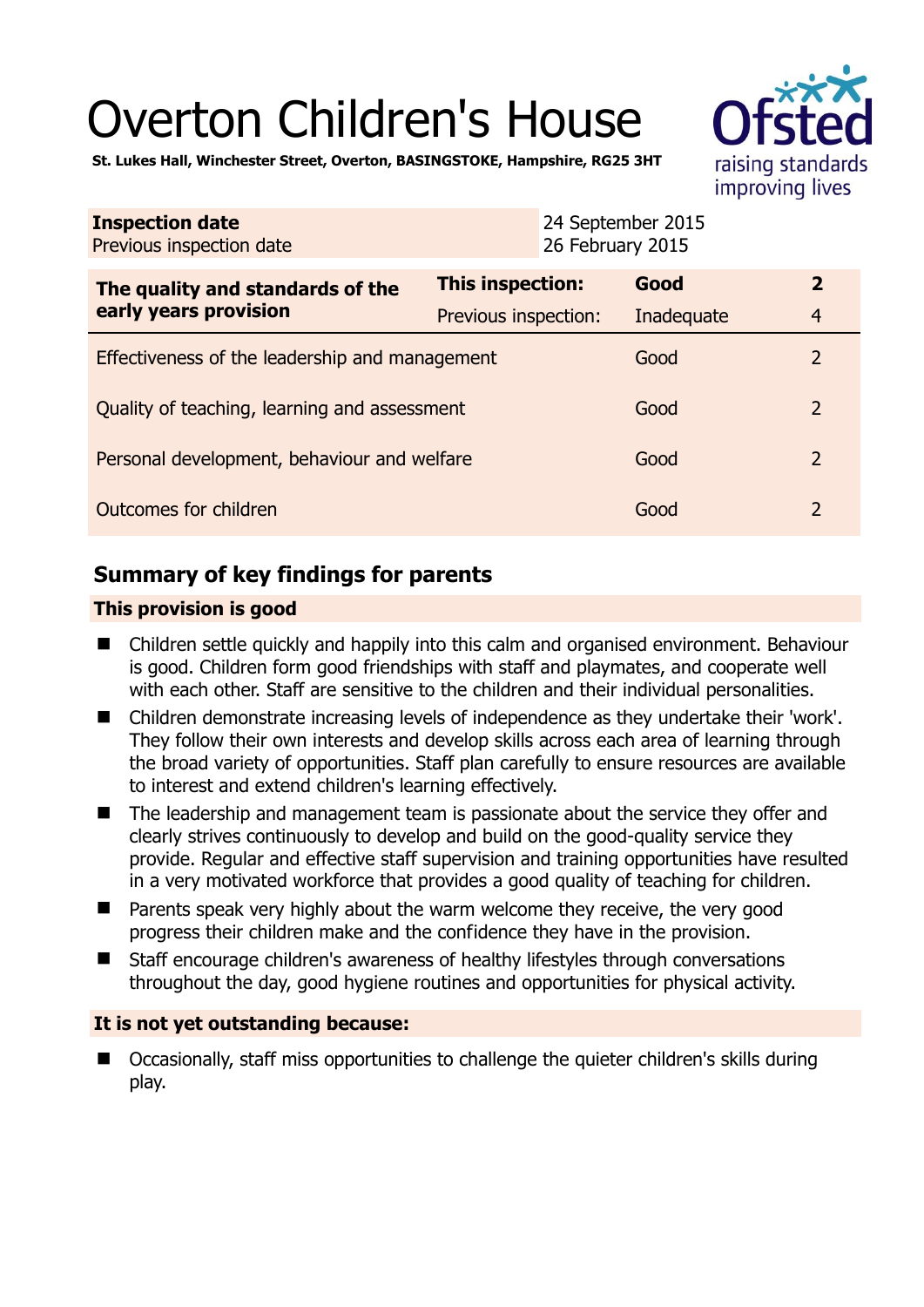# Overton Children's House

**St. Lukes Hall, Winchester Street, Overton, BASINGSTOKE, Hampshire, RG25 3HT**

| **Inspection date** | 24 September 2015 |
|---|---|
| Previous inspection date | 26 February 2015 |

| **The quality and standards of the early years provision** | **This inspection:** | **Good** | **2** |
|---|---|---|---|
| | Previous inspection: | Inadequate | 4 |
| Effectiveness of the leadership and management | | Good | 2 |
| Quality of teaching, learning and assessment | | Good | 2 |
| Personal development, behaviour and welfare | | Good | 2 |
| Outcomes for children | | Good | 2 |

## Summary of key findings for parents

**This provision is good**

- Children settle quickly and happily into this calm and organised environment. Behaviour is good. Children form good friendships with staff and playmates, and cooperate well with each other. Staff are sensitive to the children and their individual personalities.
- Children demonstrate increasing levels of independence as they undertake their 'work'. They follow their own interests and develop skills across each area of learning through the broad variety of opportunities. Staff plan carefully to ensure resources are available to interest and extend children's learning effectively.
- The leadership and management team is passionate about the service they offer and clearly strives continuously to develop and build on the good-quality service they provide. Regular and effective staff supervision and training opportunities have resulted in a very motivated workforce that provides a good quality of teaching for children.
- Parents speak very highly about the warm welcome they receive, the very good progress their children make and the confidence they have in the provision.
- Staff encourage children's awareness of healthy lifestyles through conversations throughout the day, good hygiene routines and opportunities for physical activity.

**It is not yet outstanding because:**

- Occasionally, staff miss opportunities to challenge the quieter children's skills during play.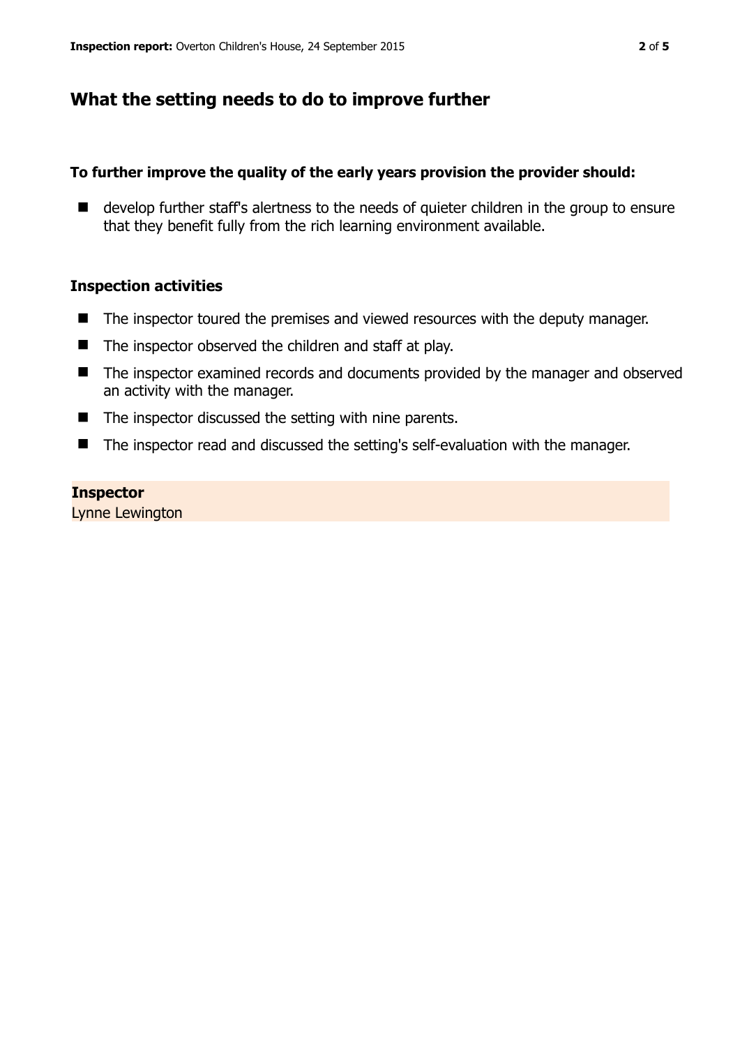## What the setting needs to do to improve further

**To further improve the quality of the early years provision the provider should:**

- develop further staff's alertness to the needs of quieter children in the group to ensure that they benefit fully from the rich learning environment available.

### Inspection activities

- The inspector toured the premises and viewed resources with the deputy manager.
- The inspector observed the children and staff at play.
- The inspector examined records and documents provided by the manager and observed an activity with the manager.
- The inspector discussed the setting with nine parents.
- The inspector read and discussed the setting's self-evaluation with the manager.

**Inspector**
Lynne Lewington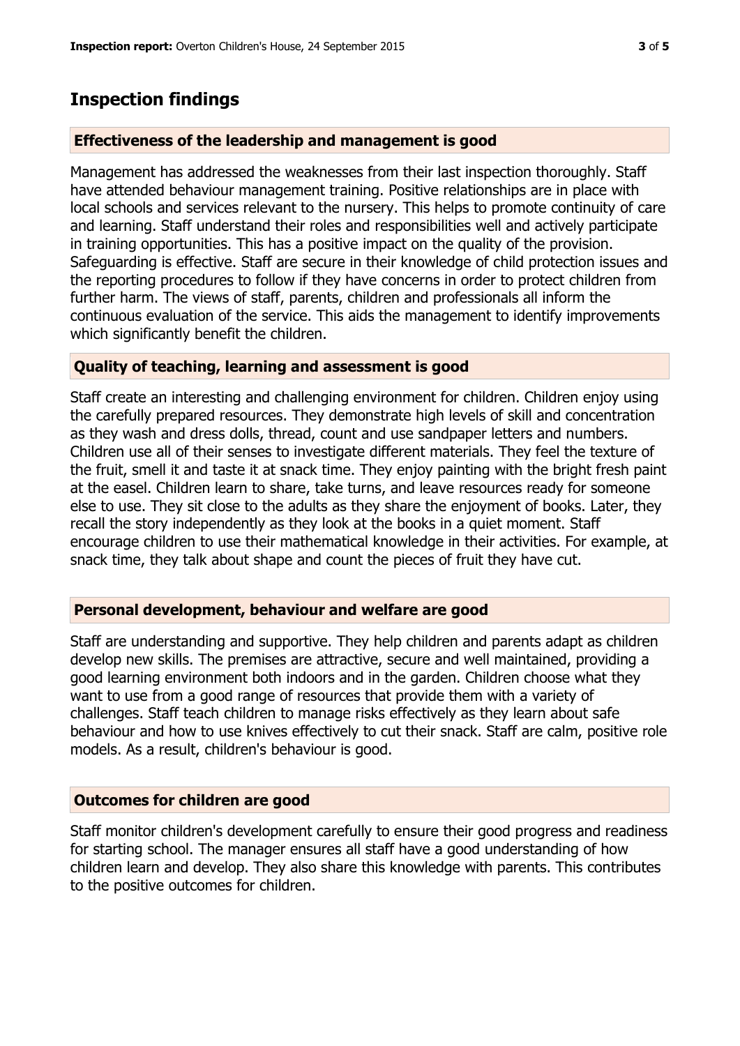## Inspection findings

### Effectiveness of the leadership and management is good

Management has addressed the weaknesses from their last inspection thoroughly. Staff have attended behaviour management training. Positive relationships are in place with local schools and services relevant to the nursery. This helps to promote continuity of care and learning. Staff understand their roles and responsibilities well and actively participate in training opportunities. This has a positive impact on the quality of the provision. Safeguarding is effective. Staff are secure in their knowledge of child protection issues and the reporting procedures to follow if they have concerns in order to protect children from further harm. The views of staff, parents, children and professionals all inform the continuous evaluation of the service. This aids the management to identify improvements which significantly benefit the children.

### Quality of teaching, learning and assessment is good

Staff create an interesting and challenging environment for children. Children enjoy using the carefully prepared resources. They demonstrate high levels of skill and concentration as they wash and dress dolls, thread, count and use sandpaper letters and numbers. Children use all of their senses to investigate different materials. They feel the texture of the fruit, smell it and taste it at snack time. They enjoy painting with the bright fresh paint at the easel. Children learn to share, take turns, and leave resources ready for someone else to use. They sit close to the adults as they share the enjoyment of books. Later, they recall the story independently as they look at the books in a quiet moment. Staff encourage children to use their mathematical knowledge in their activities. For example, at snack time, they talk about shape and count the pieces of fruit they have cut.

### Personal development, behaviour and welfare are good

Staff are understanding and supportive. They help children and parents adapt as children develop new skills. The premises are attractive, secure and well maintained, providing a good learning environment both indoors and in the garden. Children choose what they want to use from a good range of resources that provide them with a variety of challenges. Staff teach children to manage risks effectively as they learn about safe behaviour and how to use knives effectively to cut their snack. Staff are calm, positive role models. As a result, children's behaviour is good.

### Outcomes for children are good

Staff monitor children's development carefully to ensure their good progress and readiness for starting school. The manager ensures all staff have a good understanding of how children learn and develop. They also share this knowledge with parents. This contributes to the positive outcomes for children.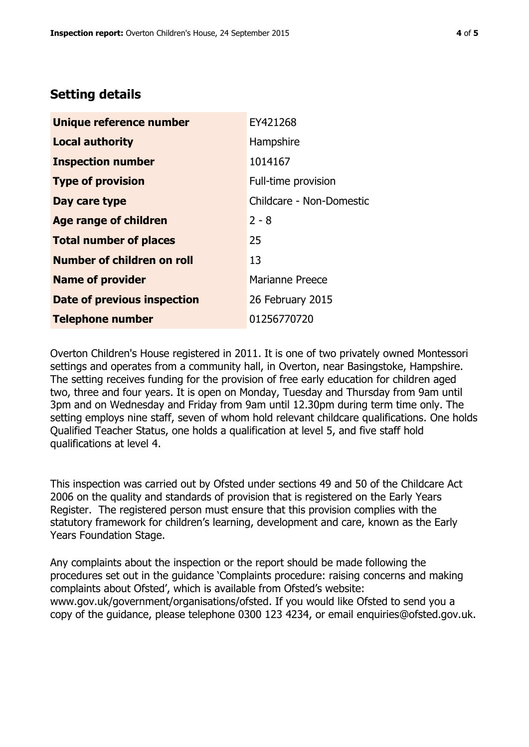## Setting details

| | |
|---|---|
| **Unique reference number** | EY421268 |
| **Local authority** | Hampshire |
| **Inspection number** | 1014167 |
| **Type of provision** | Full-time provision |
| **Day care type** | Childcare - Non-Domestic |
| **Age range of children** | 2 - 8 |
| **Total number of places** | 25 |
| **Number of children on roll** | 13 |
| **Name of provider** | Marianne Preece |
| **Date of previous inspection** | 26 February 2015 |
| **Telephone number** | 01256770720 |

Overton Children's House registered in 2011. It is one of two privately owned Montessori settings and operates from a community hall, in Overton, near Basingstoke, Hampshire. The setting receives funding for the provision of free early education for children aged two, three and four years. It is open on Monday, Tuesday and Thursday from 9am until 3pm and on Wednesday and Friday from 9am until 12.30pm during term time only. The setting employs nine staff, seven of whom hold relevant childcare qualifications. One holds Qualified Teacher Status, one holds a qualification at level 5, and five staff hold qualifications at level 4.

This inspection was carried out by Ofsted under sections 49 and 50 of the Childcare Act 2006 on the quality and standards of provision that is registered on the Early Years Register. The registered person must ensure that this provision complies with the statutory framework for children's learning, development and care, known as the Early Years Foundation Stage.

Any complaints about the inspection or the report should be made following the procedures set out in the guidance 'Complaints procedure: raising concerns and making complaints about Ofsted', which is available from Ofsted's website: www.gov.uk/government/organisations/ofsted. If you would like Ofsted to send you a copy of the guidance, please telephone 0300 123 4234, or email enquiries@ofsted.gov.uk.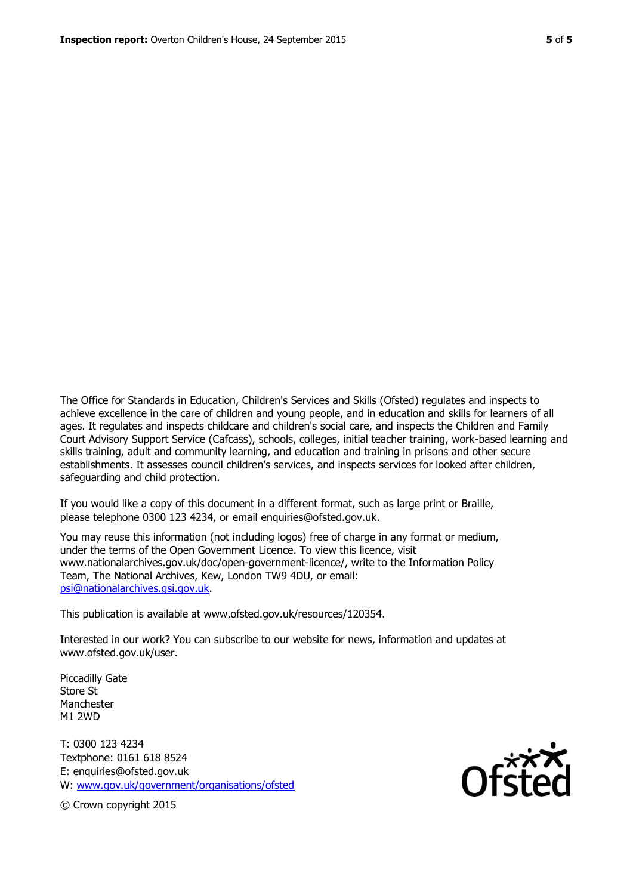The Office for Standards in Education, Children's Services and Skills (Ofsted) regulates and inspects to achieve excellence in the care of children and young people, and in education and skills for learners of all ages. It regulates and inspects childcare and children's social care, and inspects the Children and Family Court Advisory Support Service (Cafcass), schools, colleges, initial teacher training, work-based learning and skills training, adult and community learning, and education and training in prisons and other secure establishments. It assesses council children's services, and inspects services for looked after children, safeguarding and child protection.

If you would like a copy of this document in a different format, such as large print or Braille, please telephone 0300 123 4234, or email enquiries@ofsted.gov.uk.

You may reuse this information (not including logos) free of charge in any format or medium, under the terms of the Open Government Licence. To view this licence, visit www.nationalarchives.gov.uk/doc/open-government-licence/, write to the Information Policy Team, The National Archives, Kew, London TW9 4DU, or email: psi@nationalarchives.gsi.gov.uk.

This publication is available at www.ofsted.gov.uk/resources/120354.

Interested in our work? You can subscribe to our website for news, information and updates at www.ofsted.gov.uk/user.

Piccadilly Gate  
Store St  
Manchester  
M1 2WD

T: 0300 123 4234  
Textphone: 0161 618 8524  
E: enquiries@ofsted.gov.uk  
W: www.gov.uk/government/organisations/ofsted

© Crown copyright 2015